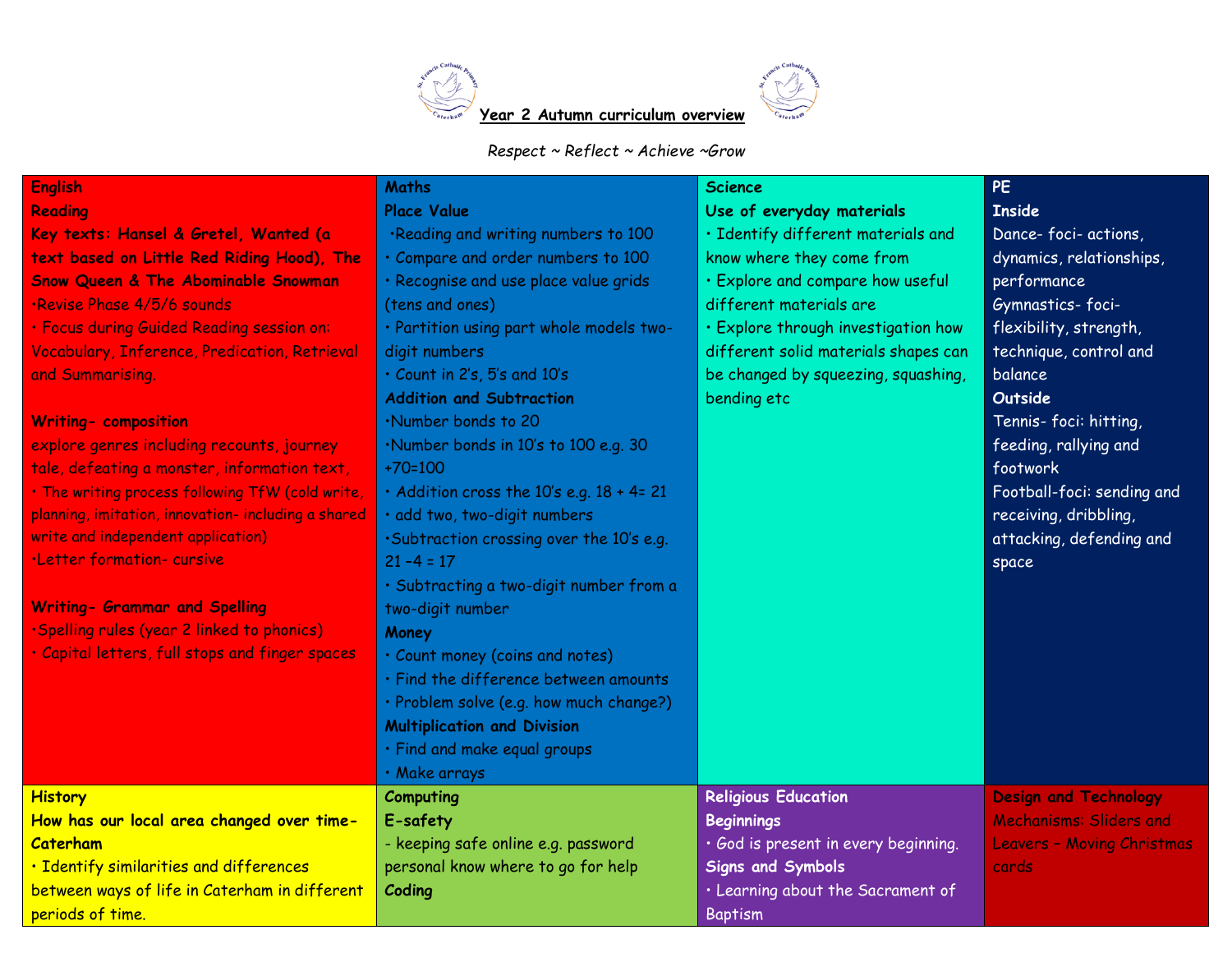# Year 2 Autumn curriculum overview

*Respect ~ Reflect ~ Achieve ~Grow*

| **English** | **Maths** | **Science** | **PE** |
|---|---|---|---|
| **Reading**<br>**Key texts: Hansel & Gretel, Wanted (a text based on Little Red Riding Hood), The Snow Queen & The Abominable Snowman**<br>•Revise Phase 4/5/6 sounds<br>• Focus during Guided Reading session on: Vocabulary, Inference, Predication, Retrieval and Summarising.<br><br>**Writing- composition**<br>explore genres including recounts, journey tale, defeating a monster, information text,<br>• The writing process following TfW (cold write, planning, imitation, innovation- including a shared write and independent application)<br>•Letter formation- cursive<br><br>**Writing- Grammar and Spelling**<br>•Spelling rules (year 2 linked to phonics)<br>• Capital letters, full stops and finger spaces | **Place Value**<br>•Reading and writing numbers to 100<br>• Compare and order numbers to 100<br>• Recognise and use place value grids (tens and ones)<br>• Partition using part whole models two-digit numbers<br>• Count in 2's, 5's and 10's<br>**Addition and Subtraction**<br>•Number bonds to 20<br>•Number bonds in 10's to 100 e.g. 30 +70=100<br>• Addition cross the 10's e.g. 18 + 4= 21<br>• add two, two-digit numbers<br>•Subtraction crossing over the 10's e.g. 21 –4 = 17<br>• Subtracting a two-digit number from a two-digit number<br>**Money**<br>• Count money (coins and notes)<br>• Find the difference between amounts<br>• Problem solve (e.g. how much change?)<br>**Multiplication and Division**<br>• Find and make equal groups<br>• Make arrays | **Use of everyday materials**<br>• Identify different materials and know where they come from<br>• Explore and compare how useful different materials are<br>• Explore through investigation how different solid materials shapes can be changed by squeezing, squashing, bending etc | **Inside**<br>Dance- foci- actions, dynamics, relationships, performance<br>Gymnastics- foci- flexibility, strength, technique, control and balance<br>**Outside**<br>Tennis- foci: hitting, feeding, rallying and footwork<br>Football-foci: sending and receiving, dribbling, attacking, defending and space |
| **History**<br>**How has our local area changed over time- Caterham**<br>• Identify similarities and differences between ways of life in Caterham in different periods of time. | **Computing**<br>**E-safety**<br>- keeping safe online e.g. password personal know where to go for help<br>**Coding** | **Religious Education**<br>**Beginnings**<br>• God is present in every beginning.<br>**Signs and Symbols**<br>• Learning about the Sacrament of Baptism | **Design and Technology**<br>Mechanisms: Sliders and Leavers – Moving Christmas cards |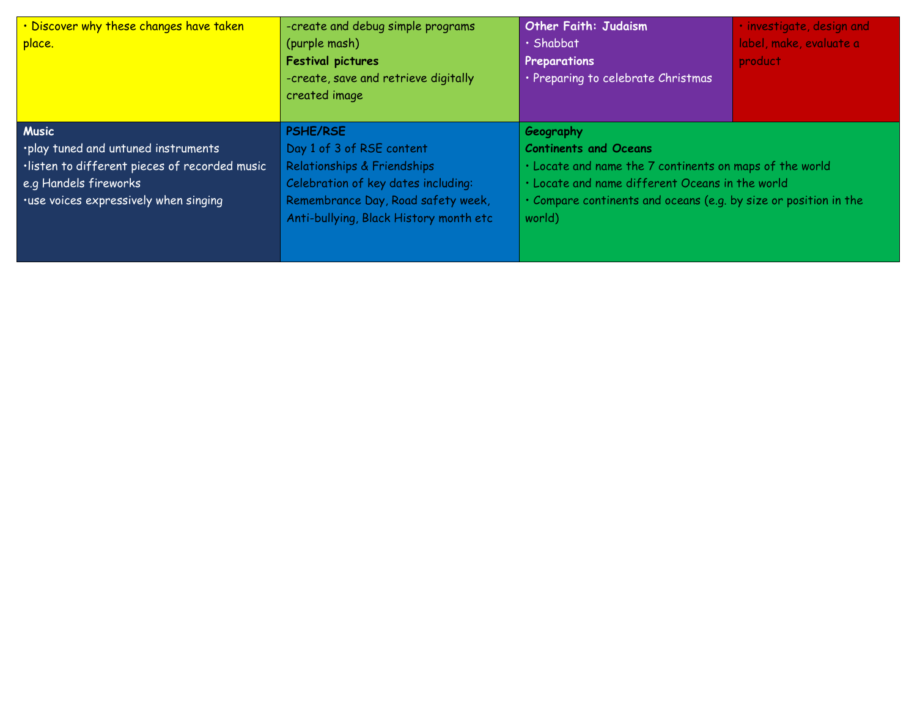| | | | |
|---|---|---|---|
| • Discover why these changes have taken place. | -create and debug simple programs (purple mash)<br>**Festival pictures**<br>-create, save and retrieve digitally created image | **Other Faith: Judaism**<br>• Shabbat<br>**Preparations**<br>• Preparing to celebrate Christmas | • investigate, design and label, make, evaluate a product |
| **Music**<br>•play tuned and untuned instruments<br>•listen to different pieces of recorded music e.g Handels fireworks<br>•use voices expressively when singing | **PSHE/RSE**<br>Day 1 of 3 of RSE content<br>Relationships & Friendships<br>Celebration of key dates including: Remembrance Day, Road safety week, Anti-bullying, Black History month etc | **Geography**<br>**Continents and Oceans**<br>• Locate and name the 7 continents on maps of the world<br>• Locate and name different Oceans in the world<br>• Compare continents and oceans (e.g. by size or position in the world) | |